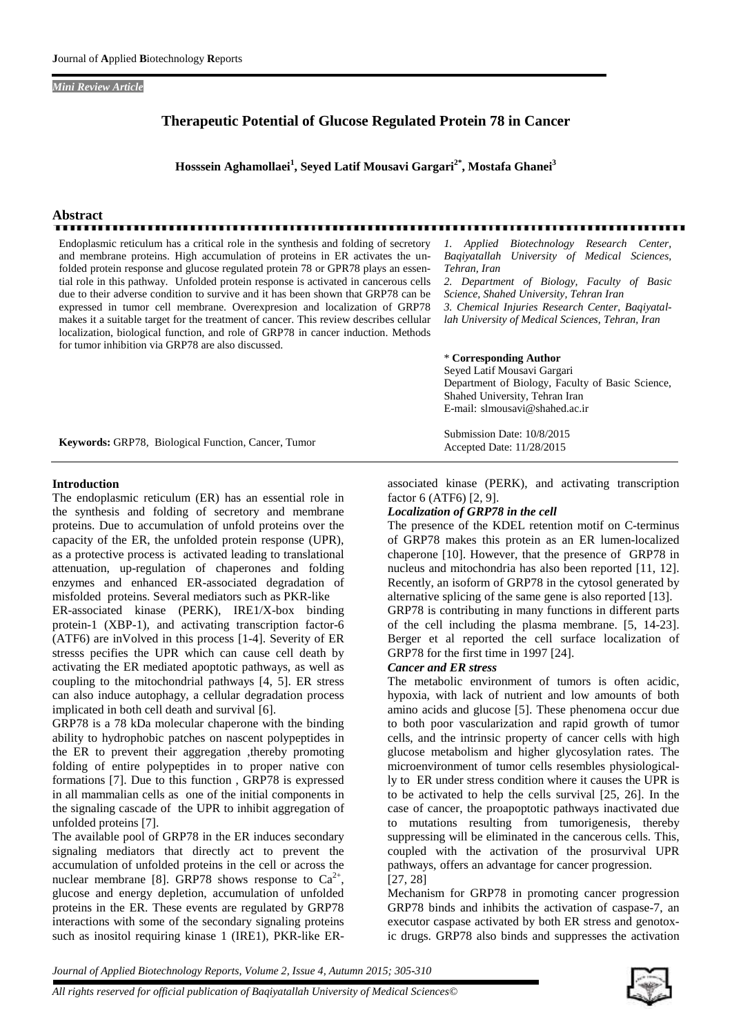*Mini Review Article*

# Therapeutic Potential of Glucose Regulated Protein 78 in Cancer

**Hosssein Aghamollaei[1], Seyed Latif Mousavi Gargari[2*], Mostafa Ghanei[3]**

## Abstract

Endoplasmic reticulum has a critical role in the synthesis and folding of secretory and membrane proteins. High accumulation of proteins in ER activates the unfolded protein response and glucose regulated protein 78 or GPR78 plays an essential role in this pathway. Unfolded protein response is activated in cancerous cells due to their adverse condition to survive and it has been shown that GRP78 can be expressed in tumor cell membrane. Overexpresion and localization of GRP78 makes it a suitable target for the treatment of cancer. This review describes cellular localization, biological function, and role of GRP78 in cancer induction. Methods for tumor inhibition via GRP78 are also discussed.

**Keywords:** GRP78, Biological Function, Cancer, Tumor

*1. Applied Biotechnology Research Center, Baqiyatallah University of Medical Sciences, Tehran, Iran*
*2. Department of Biology, Faculty of Basic Science, Shahed University, Tehran Iran*
*3. Chemical Injuries Research Center, Baqiyatallah University of Medical Sciences, Tehran, Iran*

\* **Corresponding Author**
Seyed Latif Mousavi Gargari
Department of Biology, Faculty of Basic Science, Shahed University, Tehran Iran
E-mail: slmousavi@shahed.ac.ir

Submission Date: 10/8/2015
Accepted Date: 11/28/2015

## Introduction

The endoplasmic reticulum (ER) has an essential role in the synthesis and folding of secretory and membrane proteins. Due to accumulation of unfold proteins over the capacity of the ER, the unfolded protein response (UPR), as a protective process is activated leading to translational attenuation, up-regulation of chaperones and folding enzymes and enhanced ER-associated degradation of misfolded proteins. Several mediators such as PKR-like ER-associated kinase (PERK), IRE1/X-box binding protein-1 (XBP-1), and activating transcription factor-6 (ATF6) are inVolved in this process [1-4]. Severity of ER stresss pecifies the UPR which can cause cell death by activating the ER mediated apoptotic pathways, as well as coupling to the mitochondrial pathways [4, 5]. ER stress can also induce autophagy, a cellular degradation process implicated in both cell death and survival [6].

GRP78 is a 78 kDa molecular chaperone with the binding ability to hydrophobic patches on nascent polypeptides in the ER to prevent their aggregation ,thereby promoting folding of entire polypeptides in to proper native con formations [7]. Due to this function , GRP78 is expressed in all mammalian cells as one of the initial components in the signaling cascade of the UPR to inhibit aggregation of unfolded proteins [7].

The available pool of GRP78 in the ER induces secondary signaling mediators that directly act to prevent the accumulation of unfolded proteins in the cell or across the nuclear membrane [8]. GRP78 shows response to $Ca^{2+}$, glucose and energy depletion, accumulation of unfolded proteins in the ER. These events are regulated by GRP78 interactions with some of the secondary signaling proteins such as inositol requiring kinase 1 (IRE1), PKR-like ER-associated kinase (PERK), and activating transcription factor 6 (ATF6) [2, 9].

### *Localization of GRP78 in the cell*

The presence of the KDEL retention motif on C-terminus of GRP78 makes this protein as an ER lumen-localized chaperone [10]. However, that the presence of GRP78 in nucleus and mitochondria has also been reported [11, 12]. Recently, an isoform of GRP78 in the cytosol generated by alternative splicing of the same gene is also reported [13].

GRP78 is contributing in many functions in different parts of the cell including the plasma membrane. [5, 14-23]. Berger et al reported the cell surface localization of GRP78 for the first time in 1997 [24].

### *Cancer and ER stress*

The metabolic environment of tumors is often acidic, hypoxia, with lack of nutrient and low amounts of both amino acids and glucose [5]. These phenomena occur due to both poor vascularization and rapid growth of tumor cells, and the intrinsic property of cancer cells with high glucose metabolism and higher glycosylation rates. The microenvironment of tumor cells resembles physiologically to ER under stress condition where it causes the UPR is to be activated to help the cells survival [25, 26]. In the case of cancer, the proapoptotic pathways inactivated due to mutations resulting from tumorigenesis, thereby suppressing will be eliminated in the cancerous cells. This, coupled with the activation of the prosurvival UPR pathways, offers an advantage for cancer progression. [27, 28]

Mechanism for GRP78 in promoting cancer progression GRP78 binds and inhibits the activation of caspase-7, an executor caspase activated by both ER stress and genotoxic drugs. GRP78 also binds and suppresses the activation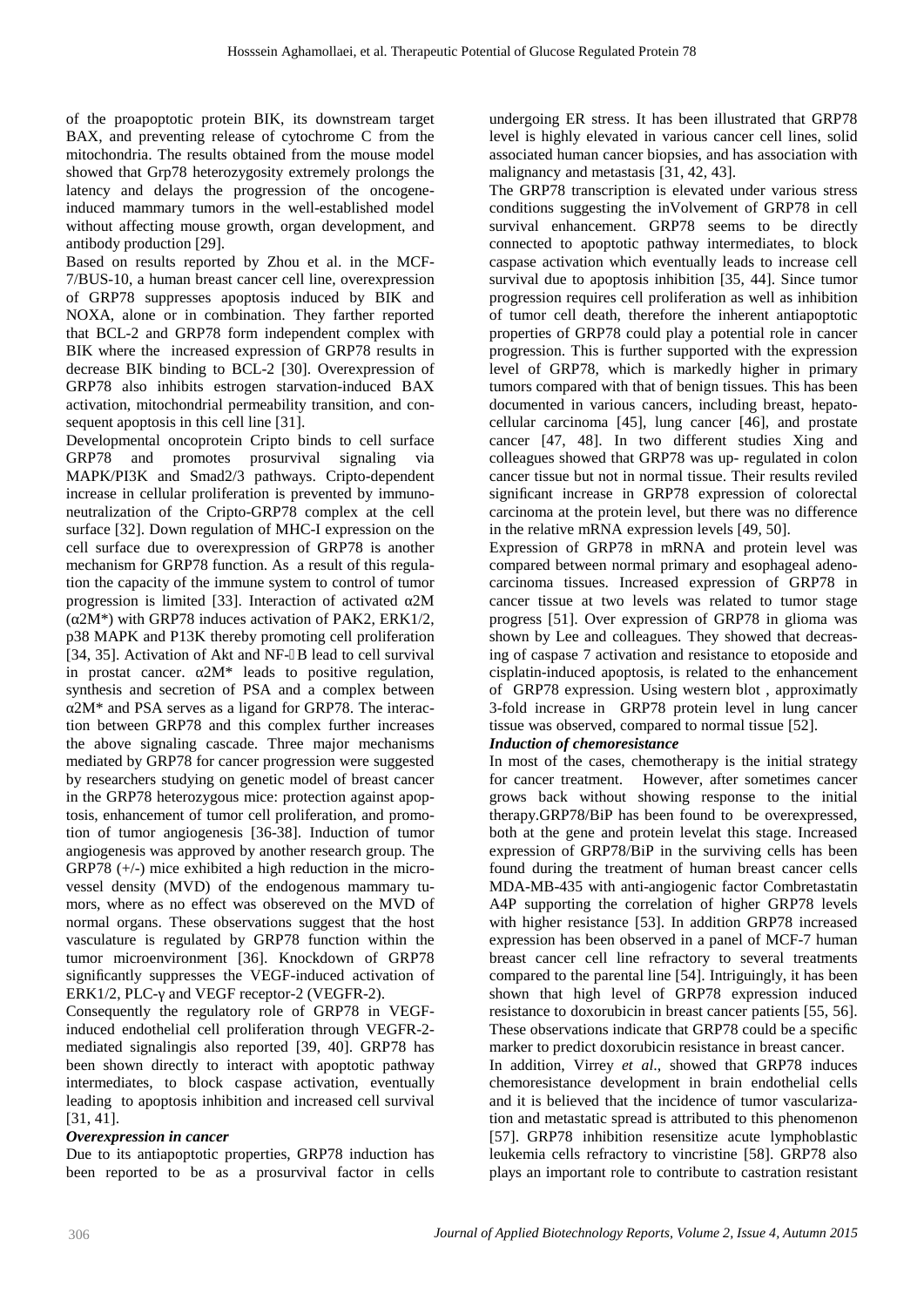of the proapoptotic protein BIK, its downstream target BAX, and preventing release of cytochrome C from the mitochondria. The results obtained from the mouse model showed that Grp78 heterozygosity extremely prolongs the latency and delays the progression of the oncogene-induced mammary tumors in the well-established model without affecting mouse growth, organ development, and antibody production [29].

Based on results reported by Zhou et al. in the MCF-7/BUS-10, a human breast cancer cell line, overexpression of GRP78 suppresses apoptosis induced by BIK and NOXA, alone or in combination. They farther reported that BCL-2 and GRP78 form independent complex with BIK where the increased expression of GRP78 results in decrease BIK binding to BCL-2 [30]. Overexpression of GRP78 also inhibits estrogen starvation-induced BAX activation, mitochondrial permeability transition, and consequent apoptosis in this cell line [31].

Developmental oncoprotein Cripto binds to cell surface GRP78 and promotes prosurvival signaling via MAPK/PI3K and Smad2/3 pathways. Cripto-dependent increase in cellular proliferation is prevented by immunoneutralization of the Cripto-GRP78 complex at the cell surface [32]. Down regulation of MHC-I expression on the cell surface due to overexpression of GRP78 is another mechanism for GRP78 function. As a result of this regulation the capacity of the immune system to control of tumor progression is limited [33]. Interaction of activated α2M (α2M*) with GRP78 induces activation of PAK2, ERK1/2, p38 MAPK and P13K thereby promoting cell proliferation [34, 35]. Activation of Akt and NF-κB lead to cell survival in prostat cancer. α2M* leads to positive regulation, synthesis and secretion of PSA and a complex between α2M* and PSA serves as a ligand for GRP78. The interaction between GRP78 and this complex further increases the above signaling cascade. Three major mechanisms mediated by GRP78 for cancer progression were suggested by researchers studying on genetic model of breast cancer in the GRP78 heterozygous mice: protection against apoptosis, enhancement of tumor cell proliferation, and promotion of tumor angiogenesis [36-38]. Induction of tumor angiogenesis was approved by another research group. The GRP78 (+/-) mice exhibited a high reduction in the microvessel density (MVD) of the endogenous mammary tumors, where as no effect was obsereved on the MVD of normal organs. These observations suggest that the host vasculature is regulated by GRP78 function within the tumor microenvironment [36]. Knockdown of GRP78 significantly suppresses the VEGF-induced activation of ERK1/2, PLC-γ and VEGF receptor-2 (VEGFR-2).

Consequently the regulatory role of GRP78 in VEGF-induced endothelial cell proliferation through VEGFR-2-mediated signalingis also reported [39, 40]. GRP78 has been shown directly to interact with apoptotic pathway intermediates, to block caspase activation, eventually leading to apoptosis inhibition and increased cell survival [31, 41].

### *Overexpression in cancer*

Due to its antiapoptotic properties, GRP78 induction has been reported to be as a prosurvival factor in cells undergoing ER stress. It has been illustrated that GRP78 level is highly elevated in various cancer cell lines, solid associated human cancer biopsies, and has association with malignancy and metastasis [31, 42, 43].

The GRP78 transcription is elevated under various stress conditions suggesting the inVolvement of GRP78 in cell survival enhancement. GRP78 seems to be directly connected to apoptotic pathway intermediates, to block caspase activation which eventually leads to increase cell survival due to apoptosis inhibition [35, 44]. Since tumor progression requires cell proliferation as well as inhibition of tumor cell death, therefore the inherent antiapoptotic properties of GRP78 could play a potential role in cancer progression. This is further supported with the expression level of GRP78, which is markedly higher in primary tumors compared with that of benign tissues. This has been documented in various cancers, including breast, hepatocellular carcinoma [45], lung cancer [46], and prostate cancer [47, 48]. In two different studies Xing and colleagues showed that GRP78 was up- regulated in colon cancer tissue but not in normal tissue. Their results reviled significant increase in GRP78 expression of colorectal carcinoma at the protein level, but there was no difference in the relative mRNA expression levels [49, 50].

Expression of GRP78 in mRNA and protein level was compared between normal primary and esophageal adenocarcinoma tissues. Increased expression of GRP78 in cancer tissue at two levels was related to tumor stage progress [51]. Over expression of GRP78 in glioma was shown by Lee and colleagues. They showed that decreasing of caspase 7 activation and resistance to etoposide and cisplatin-induced apoptosis, is related to the enhancement of GRP78 expression. Using western blot , approximatly 3-fold increase in GRP78 protein level in lung cancer tissue was observed, compared to normal tissue [52].

### *Induction of chemoresistance*

In most of the cases, chemotherapy is the initial strategy for cancer treatment. However, after sometimes cancer grows back without showing response to the initial therapy.GRP78/BiP has been found to be overexpressed, both at the gene and protein levelat this stage. Increased expression of GRP78/BiP in the surviving cells has been found during the treatment of human breast cancer cells MDA-MB-435 with anti-angiogenic factor Combretastatin A4P supporting the correlation of higher GRP78 levels with higher resistance [53]. In addition GRP78 increased expression has been observed in a panel of MCF-7 human breast cancer cell line refractory to several treatments compared to the parental line [54]. Intriguingly, it has been shown that high level of GRP78 expression induced resistance to doxorubicin in breast cancer patients [55, 56]. These observations indicate that GRP78 could be a specific marker to predict doxorubicin resistance in breast cancer.

In addition, Virrey *et al*., showed that GRP78 induces chemoresistance development in brain endothelial cells and it is believed that the incidence of tumor vascularization and metastatic spread is attributed to this phenomenon [57]. GRP78 inhibition resensitize acute lymphoblastic leukemia cells refractory to vincristine [58]. GRP78 also plays an important role to contribute to castration resistant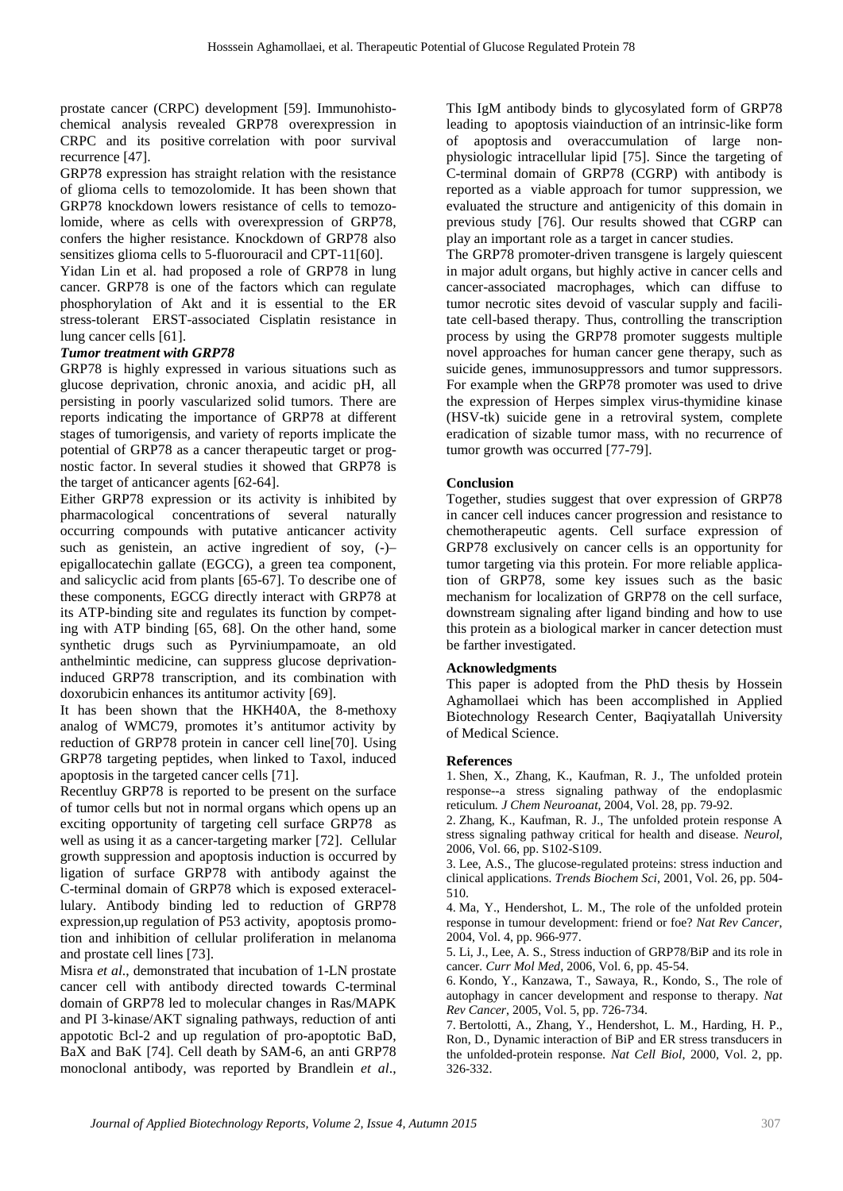prostate cancer (CRPC) development [59]. Immunohistochemical analysis revealed GRP78 overexpression in CRPC and its positive correlation with poor survival recurrence [47].

GRP78 expression has straight relation with the resistance of glioma cells to temozolomide. It has been shown that GRP78 knockdown lowers resistance of cells to temozolomide, where as cells with overexpression of GRP78, confers the higher resistance. Knockdown of GRP78 also sensitizes glioma cells to 5-fluorouracil and CPT-11[60].

Yidan Lin et al. had proposed a role of GRP78 in lung cancer. GRP78 is one of the factors which can regulate phosphorylation of Akt and it is essential to the ER stress-tolerant ERST-associated Cisplatin resistance in lung cancer cells [61].

### *Tumor treatment with GRP78*

GRP78 is highly expressed in various situations such as glucose deprivation, chronic anoxia, and acidic pH, all persisting in poorly vascularized solid tumors. There are reports indicating the importance of GRP78 at different stages of tumorigensis, and variety of reports implicate the potential of GRP78 as a cancer therapeutic target or prognostic factor. In several studies it showed that GRP78 is the target of anticancer agents [62-64].

Either GRP78 expression or its activity is inhibited by pharmacological concentrations of several naturally occurring compounds with putative anticancer activity such as genistein, an active ingredient of soy, (-)–epigallocatechin gallate (EGCG), a green tea component, and salicyclic acid from plants [65-67]. To describe one of these components, EGCG directly interact with GRP78 at its ATP-binding site and regulates its function by competing with ATP binding [65, 68]. On the other hand, some synthetic drugs such as Pyrviniumpamoate, an old anthelmintic medicine, can suppress glucose deprivation-induced GRP78 transcription, and its combination with doxorubicin enhances its antitumor activity [69].

It has been shown that the HKH40A, the 8-methoxy analog of WMC79, promotes it's antitumor activity by reduction of GRP78 protein in cancer cell line[70]. Using GRP78 targeting peptides, when linked to Taxol, induced apoptosis in the targeted cancer cells [71].

Recentluy GRP78 is reported to be present on the surface of tumor cells but not in normal organs which opens up an exciting opportunity of targeting cell surface GRP78 as well as using it as a cancer-targeting marker [72]. Cellular growth suppression and apoptosis induction is occurred by ligation of surface GRP78 with antibody against the C-terminal domain of GRP78 which is exposed exteracellulary. Antibody binding led to reduction of GRP78 expression,up regulation of P53 activity, apoptosis promotion and inhibition of cellular proliferation in melanoma and prostate cell lines [73].

Misra *et al*., demonstrated that incubation of 1-LN prostate cancer cell with antibody directed towards C-terminal domain of GRP78 led to molecular changes in Ras/MAPK and PI 3-kinase/AKT signaling pathways, reduction of anti appototic Bcl-2 and up regulation of pro-apoptotic BaD, BaX and BaK [74]. Cell death by SAM-6, an anti GRP78 monoclonal antibody, was reported by Brandlein *et al*., This IgM antibody binds to glycosylated form of GRP78 leading to apoptosis viainduction of an intrinsic-like form of apoptosis and overaccumulation of large non-physiologic intracellular lipid [75]. Since the targeting of C-terminal domain of GRP78 (CGRP) with antibody is reported as a viable approach for tumor suppression, we evaluated the structure and antigenicity of this domain in previous study [76]. Our results showed that CGRP can play an important role as a target in cancer studies.

The GRP78 promoter-driven transgene is largely quiescent in major adult organs, but highly active in cancer cells and cancer-associated macrophages, which can diffuse to tumor necrotic sites devoid of vascular supply and facilitate cell-based therapy. Thus, controlling the transcription process by using the GRP78 promoter suggests multiple novel approaches for human cancer gene therapy, such as suicide genes, immunosuppressors and tumor suppressors. For example when the GRP78 promoter was used to drive the expression of Herpes simplex virus-thymidine kinase (HSV-tk) suicide gene in a retroviral system, complete eradication of sizable tumor mass, with no recurrence of tumor growth was occurred [77-79].

## Conclusion

Together, studies suggest that over expression of GRP78 in cancer cell induces cancer progression and resistance to chemotherapeutic agents. Cell surface expression of GRP78 exclusively on cancer cells is an opportunity for tumor targeting via this protein. For more reliable application of GRP78, some key issues such as the basic mechanism for localization of GRP78 on the cell surface, downstream signaling after ligand binding and how to use this protein as a biological marker in cancer detection must be farther investigated.

## Acknowledgments

This paper is adopted from the PhD thesis by Hossein Aghamollaei which has been accomplished in Applied Biotechnology Research Center, Baqiyatallah University of Medical Science.

## References

1. Shen, X., Zhang, K., Kaufman, R. J., The unfolded protein response--a stress signaling pathway of the endoplasmic reticulum. *J Chem Neuroanat*, 2004, Vol. 28, pp. 79-92.
2. Zhang, K., Kaufman, R. J., The unfolded protein response A stress signaling pathway critical for health and disease. *Neurol*, 2006, Vol. 66, pp. S102-S109.
3. Lee, A.S., The glucose-regulated proteins: stress induction and clinical applications. *Trends Biochem Sci*, 2001, Vol. 26, pp. 504-510.
4. Ma, Y., Hendershot, L. M., The role of the unfolded protein response in tumour development: friend or foe? *Nat Rev Cancer*, 2004, Vol. 4, pp. 966-977.
5. Li, J., Lee, A. S., Stress induction of GRP78/BiP and its role in cancer. *Curr Mol Med*, 2006, Vol. 6, pp. 45-54.
6. Kondo, Y., Kanzawa, T., Sawaya, R., Kondo, S., The role of autophagy in cancer development and response to therapy. *Nat Rev Cancer*, 2005, Vol. 5, pp. 726-734.
7. Bertolotti, A., Zhang, Y., Hendershot, L. M., Harding, H. P., Ron, D., Dynamic interaction of BiP and ER stress transducers in the unfolded-protein response. *Nat Cell Biol*, 2000, Vol. 2, pp. 326-332.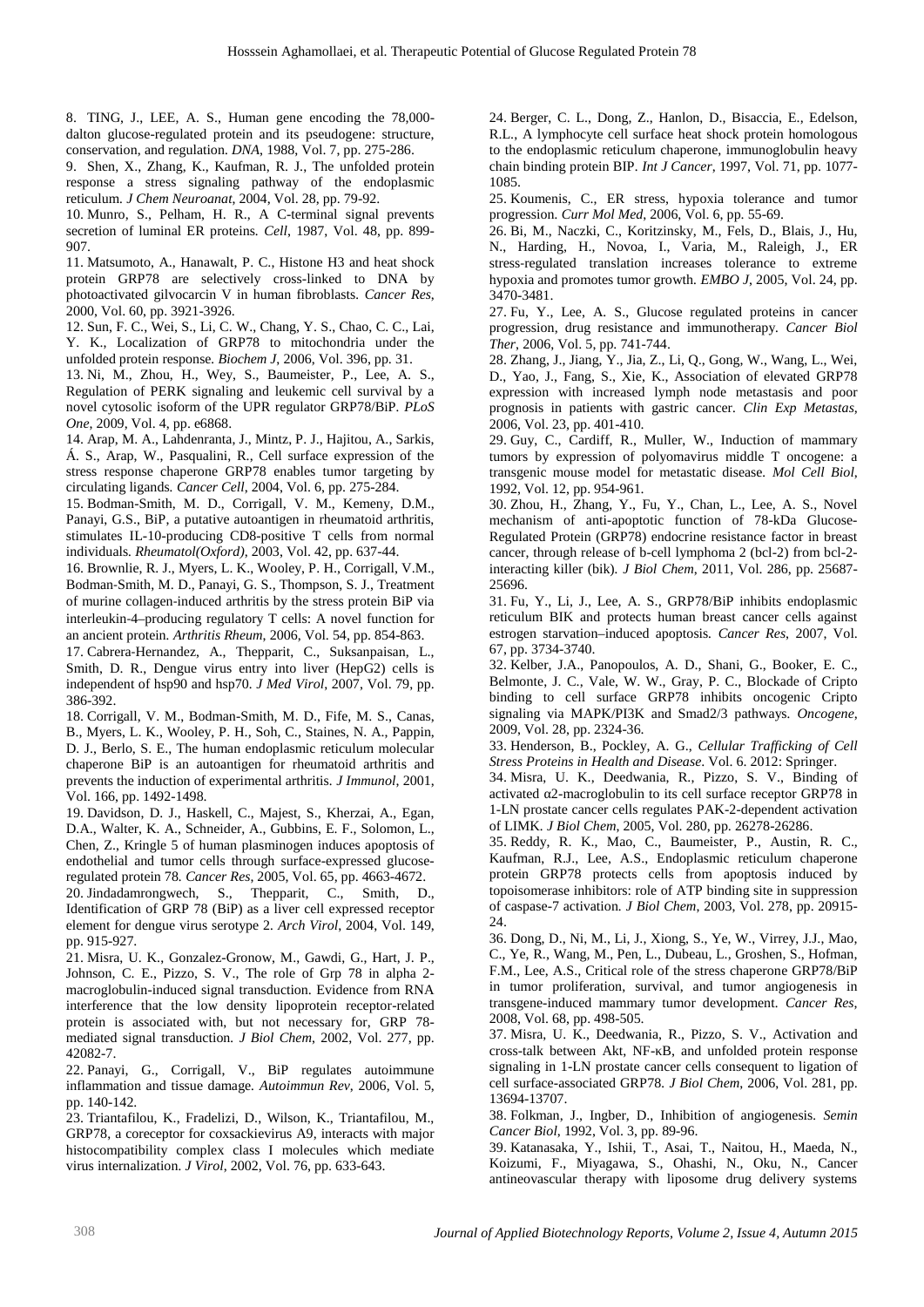8. TING, J., LEE, A. S., Human gene encoding the 78,000-dalton glucose-regulated protein and its pseudogene: structure, conservation, and regulation. *DNA*, 1988, Vol. 7, pp. 275-286.

9. Shen, X., Zhang, K., Kaufman, R. J., The unfolded protein response a stress signaling pathway of the endoplasmic reticulum. *J Chem Neuroanat*, 2004, Vol. 28, pp. 79-92.

10. Munro, S., Pelham, H. R., A C-terminal signal prevents secretion of luminal ER proteins. *Cell*, 1987, Vol. 48, pp. 899-907.

11. Matsumoto, A., Hanawalt, P. C., Histone H3 and heat shock protein GRP78 are selectively cross-linked to DNA by photoactivated gilvocarcin V in human fibroblasts. *Cancer Res*, 2000, Vol. 60, pp. 3921-3926.

12. Sun, F. C., Wei, S., Li, C. W., Chang, Y. S., Chao, C. C., Lai, Y. K., Localization of GRP78 to mitochondria under the unfolded protein response. *Biochem J*, 2006, Vol. 396, pp. 31.

13. Ni, M., Zhou, H., Wey, S., Baumeister, P., Lee, A. S., Regulation of PERK signaling and leukemic cell survival by a novel cytosolic isoform of the UPR regulator GRP78/BiP. *PLoS One*, 2009, Vol. 4, pp. e6868.

14. Arap, M. A., Lahdenranta, J., Mintz, P. J., Hajitou, A., Sarkis, Á. S., Arap, W., Pasqualini, R., Cell surface expression of the stress response chaperone GRP78 enables tumor targeting by circulating ligands. *Cancer Cell*, 2004, Vol. 6, pp. 275-284.

15. Bodman-Smith, M. D., Corrigall, V. M., Kemeny, D.M., Panayi, G.S., BiP, a putative autoantigen in rheumatoid arthritis, stimulates IL-10-producing CD8-positive T cells from normal individuals. *Rheumatol(Oxford)*, 2003, Vol. 42, pp. 637-44.

16. Brownlie, R. J., Myers, L. K., Wooley, P. H., Corrigall, V.M., Bodman-Smith, M. D., Panayi, G. S., Thompson, S. J., Treatment of murine collagen-induced arthritis by the stress protein BiP via interleukin-4–producing regulatory T cells: A novel function for an ancient protein. *Arthritis Rheum*, 2006, Vol. 54, pp. 854-863.

17. Cabrera-Hernandez, A., Thepparit, C., Suksanpaisan, L., Smith, D. R., Dengue virus entry into liver (HepG2) cells is independent of hsp90 and hsp70. *J Med Virol*, 2007, Vol. 79, pp. 386-392.

18. Corrigall, V. M., Bodman-Smith, M. D., Fife, M. S., Canas, B., Myers, L. K., Wooley, P. H., Soh, C., Staines, N. A., Pappin, D. J., Berlo, S. E., The human endoplasmic reticulum molecular chaperone BiP is an autoantigen for rheumatoid arthritis and prevents the induction of experimental arthritis. *J Immunol*, 2001, Vol. 166, pp. 1492-1498.

19. Davidson, D. J., Haskell, C., Majest, S., Kherzai, A., Egan, D.A., Walter, K. A., Schneider, A., Gubbins, E. F., Solomon, L., Chen, Z., Kringle 5 of human plasminogen induces apoptosis of endothelial and tumor cells through surface-expressed glucose-regulated protein 78. *Cancer Res*, 2005, Vol. 65, pp. 4663-4672.

20. Jindadamrongwech, S., Thepparit, C., Smith, D., Identification of GRP 78 (BiP) as a liver cell expressed receptor element for dengue virus serotype 2. *Arch Virol*, 2004, Vol. 149, pp. 915-927.

21. Misra, U. K., Gonzalez-Gronow, M., Gawdi, G., Hart, J. P., Johnson, C. E., Pizzo, S. V., The role of Grp 78 in alpha 2-macroglobulin-induced signal transduction. Evidence from RNA interference that the low density lipoprotein receptor-related protein is associated with, but not necessary for, GRP 78-mediated signal transduction. *J Biol Chem*, 2002, Vol. 277, pp. 42082-7.

22. Panayi, G., Corrigall, V., BiP regulates autoimmune inflammation and tissue damage. *Autoimmun Rev*, 2006, Vol. 5, pp. 140-142.

23. Triantafilou, K., Fradelizi, D., Wilson, K., Triantafilou, M., GRP78, a coreceptor for coxsackievirus A9, interacts with major histocompatibility complex class I molecules which mediate virus internalization. *J Virol*, 2002, Vol. 76, pp. 633-643.

24. Berger, C. L., Dong, Z., Hanlon, D., Bisaccia, E., Edelson, R.L., A lymphocyte cell surface heat shock protein homologous to the endoplasmic reticulum chaperone, immunoglobulin heavy chain binding protein BIP. *Int J Cancer*, 1997, Vol. 71, pp. 1077-1085.

25. Koumenis, C., ER stress, hypoxia tolerance and tumor progression. *Curr Mol Med*, 2006, Vol. 6, pp. 55-69.

26. Bi, M., Naczki, C., Koritzinsky, M., Fels, D., Blais, J., Hu, N., Harding, H., Novoa, I., Varia, M., Raleigh, J., ER stress-regulated translation increases tolerance to extreme hypoxia and promotes tumor growth. *EMBO J*, 2005, Vol. 24, pp. 3470-3481.

27. Fu, Y., Lee, A. S., Glucose regulated proteins in cancer progression, drug resistance and immunotherapy. *Cancer Biol Ther*, 2006, Vol. 5, pp. 741-744.

28. Zhang, J., Jiang, Y., Jia, Z., Li, Q., Gong, W., Wang, L., Wei, D., Yao, J., Fang, S., Xie, K., Association of elevated GRP78 expression with increased lymph node metastasis and poor prognosis in patients with gastric cancer. *Clin Exp Metastas*, 2006, Vol. 23, pp. 401-410.

29. Guy, C., Cardiff, R., Muller, W., Induction of mammary tumors by expression of polyomavirus middle T oncogene: a transgenic mouse model for metastatic disease. *Mol Cell Biol*, 1992, Vol. 12, pp. 954-961.

30. Zhou, H., Zhang, Y., Fu, Y., Chan, L., Lee, A. S., Novel mechanism of anti-apoptotic function of 78-kDa Glucose-Regulated Protein (GRP78) endocrine resistance factor in breast cancer, through release of b-cell lymphoma 2 (bcl-2) from bcl-2-interacting killer (bik). *J Biol Chem*, 2011, Vol. 286, pp. 25687-25696.

31. Fu, Y., Li, J., Lee, A. S., GRP78/BiP inhibits endoplasmic reticulum BIK and protects human breast cancer cells against estrogen starvation–induced apoptosis. *Cancer Res*, 2007, Vol. 67, pp. 3734-3740.

32. Kelber, J.A., Panopoulos, A. D., Shani, G., Booker, E. C., Belmonte, J. C., Vale, W. W., Gray, P. C., Blockade of Cripto binding to cell surface GRP78 inhibits oncogenic Cripto signaling via MAPK/PI3K and Smad2/3 pathways. *Oncogene*, 2009, Vol. 28, pp. 2324-36.

33. Henderson, B., Pockley, A. G., *Cellular Trafficking of Cell Stress Proteins in Health and Disease*. Vol. 6. 2012: Springer.

34. Misra, U. K., Deedwania, R., Pizzo, S. V., Binding of activated α2-macroglobulin to its cell surface receptor GRP78 in 1-LN prostate cancer cells regulates PAK-2-dependent activation of LIMK. *J Biol Chem*, 2005, Vol. 280, pp. 26278-26286.

35. Reddy, R. K., Mao, C., Baumeister, P., Austin, R. C., Kaufman, R.J., Lee, A.S., Endoplasmic reticulum chaperone protein GRP78 protects cells from apoptosis induced by topoisomerase inhibitors: role of ATP binding site in suppression of caspase-7 activation. *J Biol Chem*, 2003, Vol. 278, pp. 20915-24.

36. Dong, D., Ni, M., Li, J., Xiong, S., Ye, W., Virrey, J.J., Mao, C., Ye, R., Wang, M., Pen, L., Dubeau, L., Groshen, S., Hofman, F.M., Lee, A.S., Critical role of the stress chaperone GRP78/BiP in tumor proliferation, survival, and tumor angiogenesis in transgene-induced mammary tumor development. *Cancer Res*, 2008, Vol. 68, pp. 498-505.

37. Misra, U. K., Deedwania, R., Pizzo, S. V., Activation and cross-talk between Akt, NF-κB, and unfolded protein response signaling in 1-LN prostate cancer cells consequent to ligation of cell surface-associated GRP78. *J Biol Chem*, 2006, Vol. 281, pp. 13694-13707.

38. Folkman, J., Ingber, D., Inhibition of angiogenesis. *Semin Cancer Biol*, 1992, Vol. 3, pp. 89-96.

39. Katanasaka, Y., Ishii, T., Asai, T., Naitou, H., Maeda, N., Koizumi, F., Miyagawa, S., Ohashi, N., Oku, N., Cancer antineovascular therapy with liposome drug delivery systems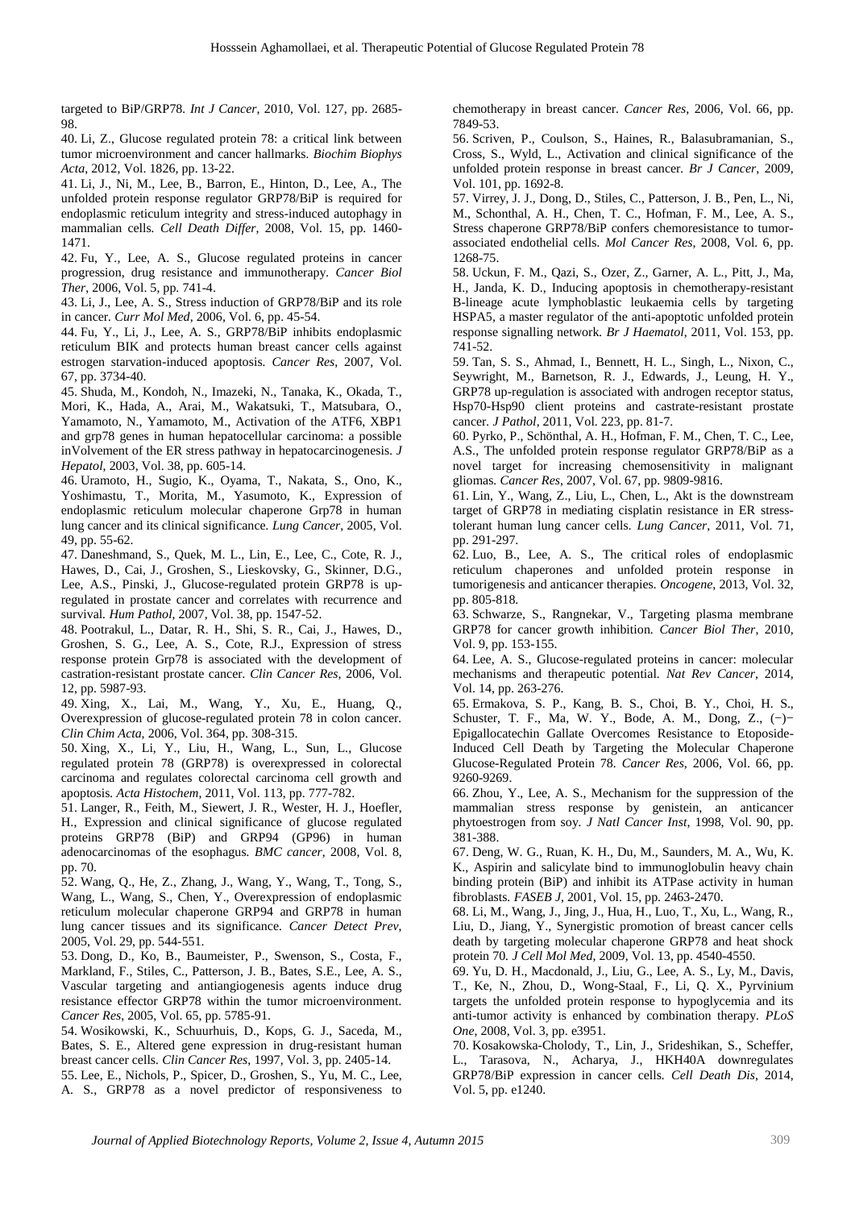targeted to BiP/GRP78. *Int J Cancer*, 2010, Vol. 127, pp. 2685-98.

40. Li, Z., Glucose regulated protein 78: a critical link between tumor microenvironment and cancer hallmarks. *Biochim Biophys Acta*, 2012, Vol. 1826, pp. 13-22.

41. Li, J., Ni, M., Lee, B., Barron, E., Hinton, D., Lee, A., The unfolded protein response regulator GRP78/BiP is required for endoplasmic reticulum integrity and stress-induced autophagy in mammalian cells. *Cell Death Differ*, 2008, Vol. 15, pp. 1460-1471.

42. Fu, Y., Lee, A. S., Glucose regulated proteins in cancer progression, drug resistance and immunotherapy. *Cancer Biol Ther*, 2006, Vol. 5, pp. 741-4.

43. Li, J., Lee, A. S., Stress induction of GRP78/BiP and its role in cancer. *Curr Mol Med*, 2006, Vol. 6, pp. 45-54.

44. Fu, Y., Li, J., Lee, A. S., GRP78/BiP inhibits endoplasmic reticulum BIK and protects human breast cancer cells against estrogen starvation-induced apoptosis. *Cancer Res*, 2007, Vol. 67, pp. 3734-40.

45. Shuda, M., Kondoh, N., Imazeki, N., Tanaka, K., Okada, T., Mori, K., Hada, A., Arai, M., Wakatsuki, T., Matsubara, O., Yamamoto, N., Yamamoto, M., Activation of the ATF6, XBP1 and grp78 genes in human hepatocellular carcinoma: a possible inVolvement of the ER stress pathway in hepatocarcinogenesis. *J Hepatol*, 2003, Vol. 38, pp. 605-14.

46. Uramoto, H., Sugio, K., Oyama, T., Nakata, S., Ono, K., Yoshimastu, T., Morita, M., Yasumoto, K., Expression of endoplasmic reticulum molecular chaperone Grp78 in human lung cancer and its clinical significance. *Lung Cancer*, 2005, Vol. 49, pp. 55-62.

47. Daneshmand, S., Quek, M. L., Lin, E., Lee, C., Cote, R. J., Hawes, D., Cai, J., Groshen, S., Lieskovsky, G., Skinner, D.G., Lee, A.S., Pinski, J., Glucose-regulated protein GRP78 is up-regulated in prostate cancer and correlates with recurrence and survival. *Hum Pathol*, 2007, Vol. 38, pp. 1547-52.

48. Pootrakul, L., Datar, R. H., Shi, S. R., Cai, J., Hawes, D., Groshen, S. G., Lee, A. S., Cote, R.J., Expression of stress response protein Grp78 is associated with the development of castration-resistant prostate cancer. *Clin Cancer Res*, 2006, Vol. 12, pp. 5987-93.

49. Xing, X., Lai, M., Wang, Y., Xu, E., Huang, Q., Overexpression of glucose-regulated protein 78 in colon cancer. *Clin Chim Acta*, 2006, Vol. 364, pp. 308-315.

50. Xing, X., Li, Y., Liu, H., Wang, L., Sun, L., Glucose regulated protein 78 (GRP78) is overexpressed in colorectal carcinoma and regulates colorectal carcinoma cell growth and apoptosis. *Acta Histochem*, 2011, Vol. 113, pp. 777-782.

51. Langer, R., Feith, M., Siewert, J. R., Wester, H. J., Hoefler, H., Expression and clinical significance of glucose regulated proteins GRP78 (BiP) and GRP94 (GP96) in human adenocarcinomas of the esophagus. *BMC cancer*, 2008, Vol. 8, pp. 70.

52. Wang, Q., He, Z., Zhang, J., Wang, Y., Wang, T., Tong, S., Wang, L., Wang, S., Chen, Y., Overexpression of endoplasmic reticulum molecular chaperone GRP94 and GRP78 in human lung cancer tissues and its significance. *Cancer Detect Prev*, 2005, Vol. 29, pp. 544-551.

53. Dong, D., Ko, B., Baumeister, P., Swenson, S., Costa, F., Markland, F., Stiles, C., Patterson, J. B., Bates, S.E., Lee, A. S., Vascular targeting and antiangiogenesis agents induce drug resistance effector GRP78 within the tumor microenvironment. *Cancer Res*, 2005, Vol. 65, pp. 5785-91.

54. Wosikowski, K., Schuurhuis, D., Kops, G. J., Saceda, M., Bates, S. E., Altered gene expression in drug-resistant human breast cancer cells. *Clin Cancer Res*, 1997, Vol. 3, pp. 2405-14.

55. Lee, E., Nichols, P., Spicer, D., Groshen, S., Yu, M. C., Lee, A. S., GRP78 as a novel predictor of responsiveness to chemotherapy in breast cancer. *Cancer Res*, 2006, Vol. 66, pp. 7849-53.

56. Scriven, P., Coulson, S., Haines, R., Balasubramanian, S., Cross, S., Wyld, L., Activation and clinical significance of the unfolded protein response in breast cancer. *Br J Cancer*, 2009, Vol. 101, pp. 1692-8.

57. Virrey, J. J., Dong, D., Stiles, C., Patterson, J. B., Pen, L., Ni, M., Schonthal, A. H., Chen, T. C., Hofman, F. M., Lee, A. S., Stress chaperone GRP78/BiP confers chemoresistance to tumor-associated endothelial cells. *Mol Cancer Res*, 2008, Vol. 6, pp. 1268-75.

58. Uckun, F. M., Qazi, S., Ozer, Z., Garner, A. L., Pitt, J., Ma, H., Janda, K. D., Inducing apoptosis in chemotherapy-resistant B-lineage acute lymphoblastic leukaemia cells by targeting HSPA5, a master regulator of the anti-apoptotic unfolded protein response signalling network. *Br J Haematol*, 2011, Vol. 153, pp. 741-52.

59. Tan, S. S., Ahmad, I., Bennett, H. L., Singh, L., Nixon, C., Seywright, M., Barnetson, R. J., Edwards, J., Leung, H. Y., GRP78 up-regulation is associated with androgen receptor status, Hsp70-Hsp90 client proteins and castrate-resistant prostate cancer. *J Pathol*, 2011, Vol. 223, pp. 81-7.

60. Pyrko, P., Schönthal, A. H., Hofman, F. M., Chen, T. C., Lee, A.S., The unfolded protein response regulator GRP78/BiP as a novel target for increasing chemosensitivity in malignant gliomas. *Cancer Res*, 2007, Vol. 67, pp. 9809-9816.

61. Lin, Y., Wang, Z., Liu, L., Chen, L., Akt is the downstream target of GRP78 in mediating cisplatin resistance in ER stress-tolerant human lung cancer cells. *Lung Cancer*, 2011, Vol. 71, pp. 291-297.

62. Luo, B., Lee, A. S., The critical roles of endoplasmic reticulum chaperones and unfolded protein response in tumorigenesis and anticancer therapies. *Oncogene*, 2013, Vol. 32, pp. 805-818.

63. Schwarze, S., Rangnekar, V., Targeting plasma membrane GRP78 for cancer growth inhibition. *Cancer Biol Ther*, 2010, Vol. 9, pp. 153-155.

64. Lee, A. S., Glucose-regulated proteins in cancer: molecular mechanisms and therapeutic potential. *Nat Rev Cancer*, 2014, Vol. 14, pp. 263-276.

65. Ermakova, S. P., Kang, B. S., Choi, B. Y., Choi, H. S., Schuster, T. F., Ma, W. Y., Bode, A. M., Dong, Z., (−)− Epigallocatechin Gallate Overcomes Resistance to Etoposide-Induced Cell Death by Targeting the Molecular Chaperone Glucose-Regulated Protein 78. *Cancer Res*, 2006, Vol. 66, pp. 9260-9269.

66. Zhou, Y., Lee, A. S., Mechanism for the suppression of the mammalian stress response by genistein, an anticancer phytoestrogen from soy. *J Natl Cancer Inst*, 1998, Vol. 90, pp. 381-388.

67. Deng, W. G., Ruan, K. H., Du, M., Saunders, M. A., Wu, K. K., Aspirin and salicylate bind to immunoglobulin heavy chain binding protein (BiP) and inhibit its ATPase activity in human fibroblasts. *FASEB J*, 2001, Vol. 15, pp. 2463-2470.

68. Li, M., Wang, J., Jing, J., Hua, H., Luo, T., Xu, L., Wang, R., Liu, D., Jiang, Y., Synergistic promotion of breast cancer cells death by targeting molecular chaperone GRP78 and heat shock protein 70. *J Cell Mol Med*, 2009, Vol. 13, pp. 4540-4550.

69. Yu, D. H., Macdonald, J., Liu, G., Lee, A. S., Ly, M., Davis, T., Ke, N., Zhou, D., Wong-Staal, F., Li, Q. X., Pyrvinium targets the unfolded protein response to hypoglycemia and its anti-tumor activity is enhanced by combination therapy. *PLoS One*, 2008, Vol. 3, pp. e3951.

70. Kosakowska-Cholody, T., Lin, J., Srideshikan, S., Scheffer, L., Tarasova, N., Acharya, J., HKH40A downregulates GRP78/BiP expression in cancer cells. *Cell Death Dis*, 2014, Vol. 5, pp. e1240.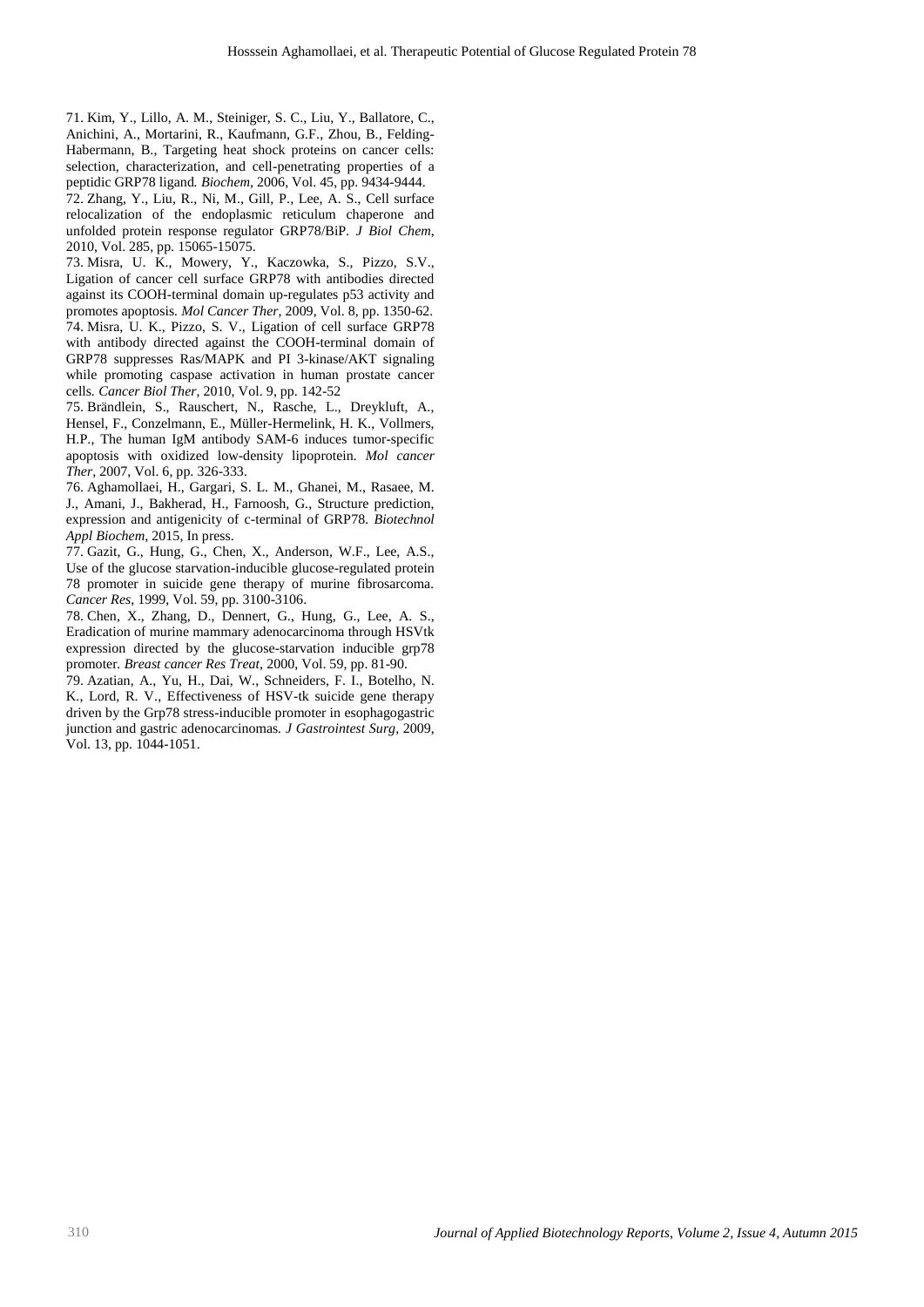71. Kim, Y., Lillo, A. M., Steiniger, S. C., Liu, Y., Ballatore, C., Anichini, A., Mortarini, R., Kaufmann, G.F., Zhou, B., Felding-Habermann, B., Targeting heat shock proteins on cancer cells: selection, characterization, and cell-penetrating properties of a peptidic GRP78 ligand. *Biochem*, 2006, Vol. 45, pp. 9434-9444.

72. Zhang, Y., Liu, R., Ni, M., Gill, P., Lee, A. S., Cell surface relocalization of the endoplasmic reticulum chaperone and unfolded protein response regulator GRP78/BiP. *J Biol Chem*, 2010, Vol. 285, pp. 15065-15075.

73. Misra, U. K., Mowery, Y., Kaczowka, S., Pizzo, S.V., Ligation of cancer cell surface GRP78 with antibodies directed against its COOH-terminal domain up-regulates p53 activity and promotes apoptosis. *Mol Cancer Ther*, 2009, Vol. 8, pp. 1350-62.

74. Misra, U. K., Pizzo, S. V., Ligation of cell surface GRP78 with antibody directed against the COOH-terminal domain of GRP78 suppresses Ras/MAPK and PI 3-kinase/AKT signaling while promoting caspase activation in human prostate cancer cells. *Cancer Biol Ther*, 2010, Vol. 9, pp. 142-52

75. Brändlein, S., Rauschert, N., Rasche, L., Dreykluft, A., Hensel, F., Conzelmann, E., Müller-Hermelink, H. K., Vollmers, H.P., The human IgM antibody SAM-6 induces tumor-specific apoptosis with oxidized low-density lipoprotein. *Mol cancer Ther*, 2007, Vol. 6, pp. 326-333.

76. Aghamollaei, H., Gargari, S. L. M., Ghanei, M., Rasaee, M. J., Amani, J., Bakherad, H., Farnoosh, G., Structure prediction, expression and antigenicity of c-terminal of GRP78. *Biotechnol Appl Biochem*, 2015, In press.

77. Gazit, G., Hung, G., Chen, X., Anderson, W.F., Lee, A.S., Use of the glucose starvation-inducible glucose-regulated protein 78 promoter in suicide gene therapy of murine fibrosarcoma. *Cancer Res*, 1999, Vol. 59, pp. 3100-3106.

78. Chen, X., Zhang, D., Dennert, G., Hung, G., Lee, A. S., Eradication of murine mammary adenocarcinoma through HSVtk expression directed by the glucose-starvation inducible grp78 promoter. *Breast cancer Res Treat*, 2000, Vol. 59, pp. 81-90.

79. Azatian, A., Yu, H., Dai, W., Schneiders, F. I., Botelho, N. K., Lord, R. V., Effectiveness of HSV-tk suicide gene therapy driven by the Grp78 stress-inducible promoter in esophagogastric junction and gastric adenocarcinomas. *J Gastrointest Surg*, 2009, Vol. 13, pp. 1044-1051.